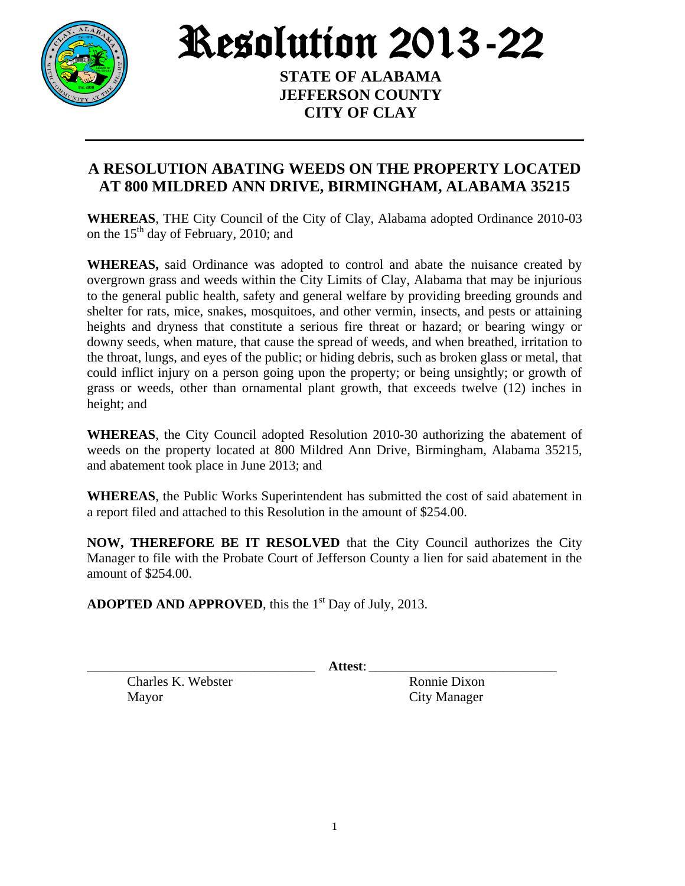# Resolution 2013-22

**STATE OF ALABAMA**
**JEFFERSON COUNTY**
**CITY OF CLAY**

---

## A RESOLUTION ABATING WEEDS ON THE PROPERTY LOCATED AT 800 MILDRED ANN DRIVE, BIRMINGHAM, ALABAMA 35215

**WHEREAS**, THE City Council of the City of Clay, Alabama adopted Ordinance 2010-03 on the 15th day of February, 2010; and

**WHEREAS,** said Ordinance was adopted to control and abate the nuisance created by overgrown grass and weeds within the City Limits of Clay, Alabama that may be injurious to the general public health, safety and general welfare by providing breeding grounds and shelter for rats, mice, snakes, mosquitoes, and other vermin, insects, and pests or attaining heights and dryness that constitute a serious fire threat or hazard; or bearing wingy or downy seeds, when mature, that cause the spread of weeds, and when breathed, irritation to the throat, lungs, and eyes of the public; or hiding debris, such as broken glass or metal, that could inflict injury on a person going upon the property; or being unsightly; or growth of grass or weeds, other than ornamental plant growth, that exceeds twelve (12) inches in height; and

**WHEREAS**, the City Council adopted Resolution 2010-30 authorizing the abatement of weeds on the property located at 800 Mildred Ann Drive, Birmingham, Alabama 35215, and abatement took place in June 2013; and

**WHEREAS**, the Public Works Superintendent has submitted the cost of said abatement in a report filed and attached to this Resolution in the amount of $254.00.

**NOW, THEREFORE BE IT RESOLVED** that the City Council authorizes the City Manager to file with the Probate Court of Jefferson County a lien for said abatement in the amount of $254.00.

**ADOPTED AND APPROVED**, this the 1st Day of July, 2013.

\_\_\_\_\_\_\_\_\_\_\_\_\_\_\_\_\_\_\_\_\_\_\_\_\_\_\_\_\_\_\_\_\_\_ **Attest**: \_\_\_\_\_\_\_\_\_\_\_\_\_\_\_\_\_\_\_\_\_\_\_\_\_\_\_\_

Charles K. Webster
Mayor

Ronnie Dixon
City Manager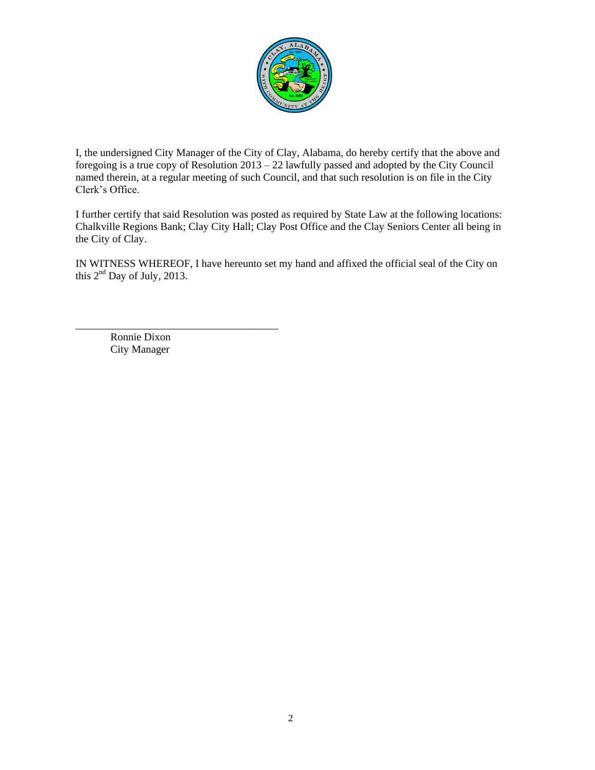I, the undersigned City Manager of the City of Clay, Alabama, do hereby certify that the above and foregoing is a true copy of Resolution 2013 – 22 lawfully passed and adopted by the City Council named therein, at a regular meeting of such Council, and that such resolution is on file in the City Clerk's Office.

I further certify that said Resolution was posted as required by State Law at the following locations: Chalkville Regions Bank; Clay City Hall; Clay Post Office and the Clay Seniors Center all being in the City of Clay.

IN WITNESS WHEREOF, I have hereunto set my hand and affixed the official seal of the City on this 2nd Day of July, 2013.

\_\_\_\_\_\_\_\_\_\_\_\_\_\_\_\_\_\_\_\_\_\_\_\_\_\_\_\_\_\_\_\_\_\_\_\_\_\_\_\_

Ronnie Dixon
City Manager